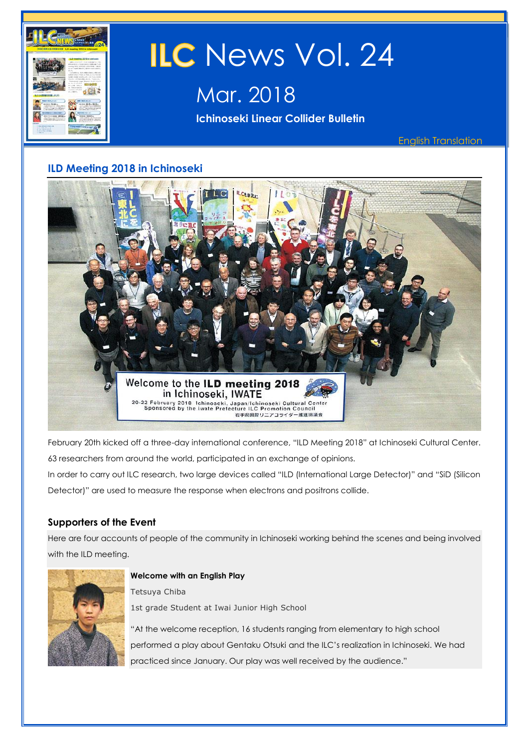# ILC News Vol. 24

## Mar. 2018

**Ichinoseki Linear Collider Bulletin**

English Translation

## ILD Meeting 2018 in Ichinoseki

February 20th kicked off a three-day international conference, "ILD Meeting 2018" at Ichinoseki Cultural Center. 63 researchers from around the world, participated in an exchange of opinions.

In order to carry out ILC research, two large devices called "ILD (International Large Detector)" and "SiD (Silicon Detector)" are used to measure the response when electrons and positrons collide.

### Supporters of the Event

Here are four accounts of people of the community in Ichinoseki working behind the scenes and being involved with the ILD meeting.

**Welcome with an English Play**

Tetsuya Chiba

1st grade Student at Iwai Junior High School

"At the welcome reception, 16 students ranging from elementary to high school performed a play about Gentaku Otsuki and the ILC's realization in Ichinoseki. We had practiced since January. Our play was well received by the audience."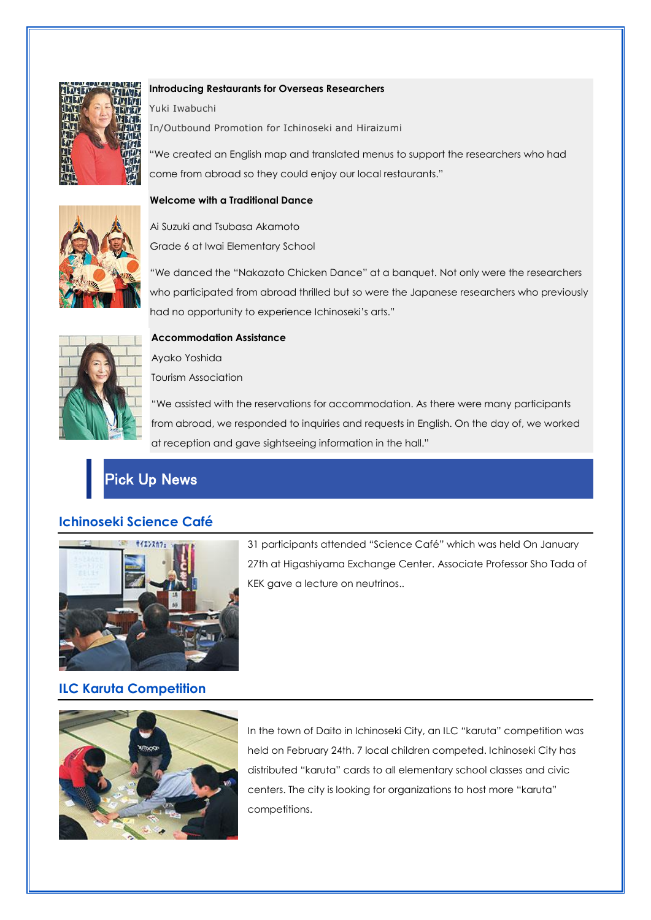**Introducing Restaurants for Overseas Researchers**

Yuki Iwabuchi

In/Outbound Promotion for Ichinoseki and Hiraizumi

"We created an English map and translated menus to support the researchers who had come from abroad so they could enjoy our local restaurants."

**Welcome with a Traditional Dance**

Ai Suzuki and Tsubasa Akamoto

Grade 6 at Iwai Elementary School

"We danced the "Nakazato Chicken Dance" at a banquet. Not only were the researchers who participated from abroad thrilled but so were the Japanese researchers who previously had no opportunity to experience Ichinoseki's arts."

**Accommodation Assistance**

Ayako Yoshida

Tourism Association

"We assisted with the reservations for accommodation. As there were many participants from abroad, we responded to inquiries and requests in English. On the day of, we worked at reception and gave sightseeing information in the hall."

## Pick Up News

### Ichinoseki Science Café

31 participants attended "Science Café" which was held On January 27th at Higashiyama Exchange Center. Associate Professor Sho Tada of KEK gave a lecture on neutrinos..

### ILC Karuta Competition

In the town of Daito in Ichinoseki City, an ILC "karuta" competition was held on February 24th. 7 local children competed. Ichinoseki City has distributed "karuta" cards to all elementary school classes and civic centers. The city is looking for organizations to host more "karuta" competitions.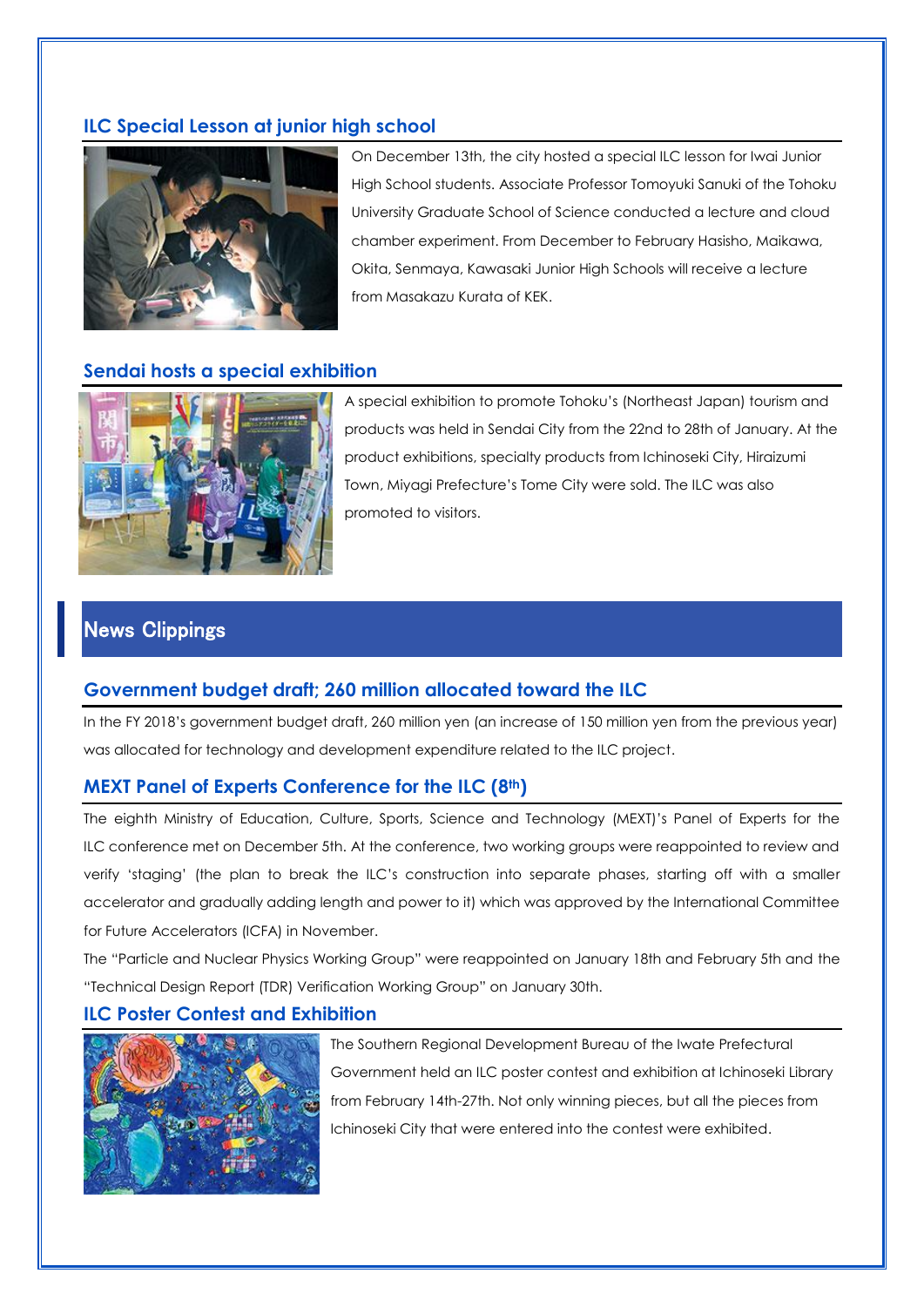## ILC Special Lesson at junior high school

On December 13th, the city hosted a special ILC lesson for Iwai Junior High School students. Associate Professor Tomoyuki Sanuki of the Tohoku University Graduate School of Science conducted a lecture and cloud chamber experiment. From December to February Hasisho, Maikawa, Okita, Senmaya, Kawasaki Junior High Schools will receive a lecture from Masakazu Kurata of KEK.

## Sendai hosts a special exhibition

A special exhibition to promote Tohoku's (Northeast Japan) tourism and products was held in Sendai City from the 22nd to 28th of January. At the product exhibitions, specialty products from Ichinoseki City, Hiraizumi Town, Miyagi Prefecture's Tome City were sold. The ILC was also promoted to visitors.

# News Clippings

## Government budget draft; 260 million allocated toward the ILC

In the FY 2018's government budget draft, 260 million yen (an increase of 150 million yen from the previous year) was allocated for technology and development expenditure related to the ILC project.

## MEXT Panel of Experts Conference for the ILC (8th)

The eighth Ministry of Education, Culture, Sports, Science and Technology (MEXT)'s Panel of Experts for the ILC conference met on December 5th. At the conference, two working groups were reappointed to review and verify 'staging' (the plan to break the ILC's construction into separate phases, starting off with a smaller accelerator and gradually adding length and power to it) which was approved by the International Committee for Future Accelerators (ICFA) in November.

The "Particle and Nuclear Physics Working Group" were reappointed on January 18th and February 5th and the "Technical Design Report (TDR) Verification Working Group" on January 30th.

## ILC Poster Contest and Exhibition

The Southern Regional Development Bureau of the Iwate Prefectural Government held an ILC poster contest and exhibition at Ichinoseki Library from February 14th-27th. Not only winning pieces, but all the pieces from Ichinoseki City that were entered into the contest were exhibited.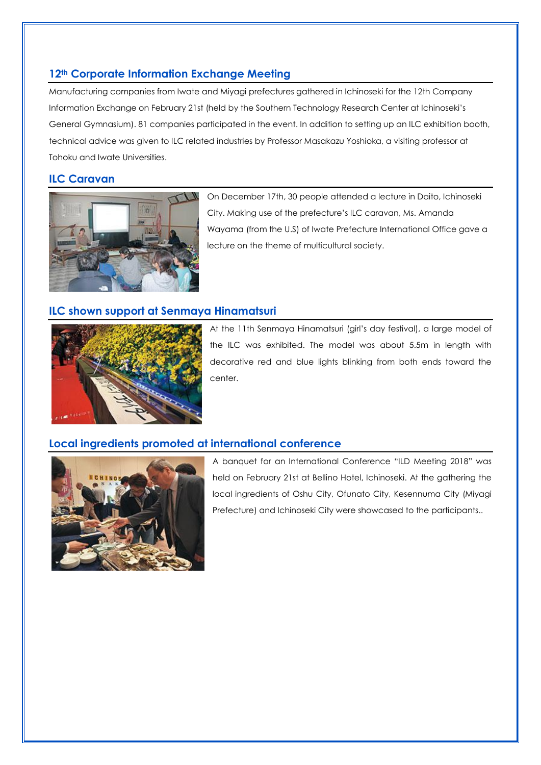## 12th Corporate Information Exchange Meeting

Manufacturing companies from Iwate and Miyagi prefectures gathered in Ichinoseki for the 12th Company Information Exchange on February 21st (held by the Southern Technology Research Center at Ichinoseki's General Gymnasium). 81 companies participated in the event. In addition to setting up an ILC exhibition booth, technical advice was given to ILC related industries by Professor Masakazu Yoshioka, a visiting professor at Tohoku and Iwate Universities.

## ILC Caravan

On December 17th, 30 people attended a lecture in Daito, Ichinoseki City. Making use of the prefecture's ILC caravan, Ms. Amanda Wayama (from the U.S) of Iwate Prefecture International Office gave a lecture on the theme of multicultural society.

## ILC shown support at Senmaya Hinamatsuri

At the 11th Senmaya Hinamatsuri (girl's day festival), a large model of the ILC was exhibited. The model was about 5.5m in length with decorative red and blue lights blinking from both ends toward the center.

## Local ingredients promoted at international conference

A banquet for an International Conference "ILD Meeting 2018" was held on February 21st at Bellino Hotel, Ichinoseki. At the gathering the local ingredients of Oshu City, Ofunato City, Kesennuma City (Miyagi Prefecture) and Ichinoseki City were showcased to the participants..